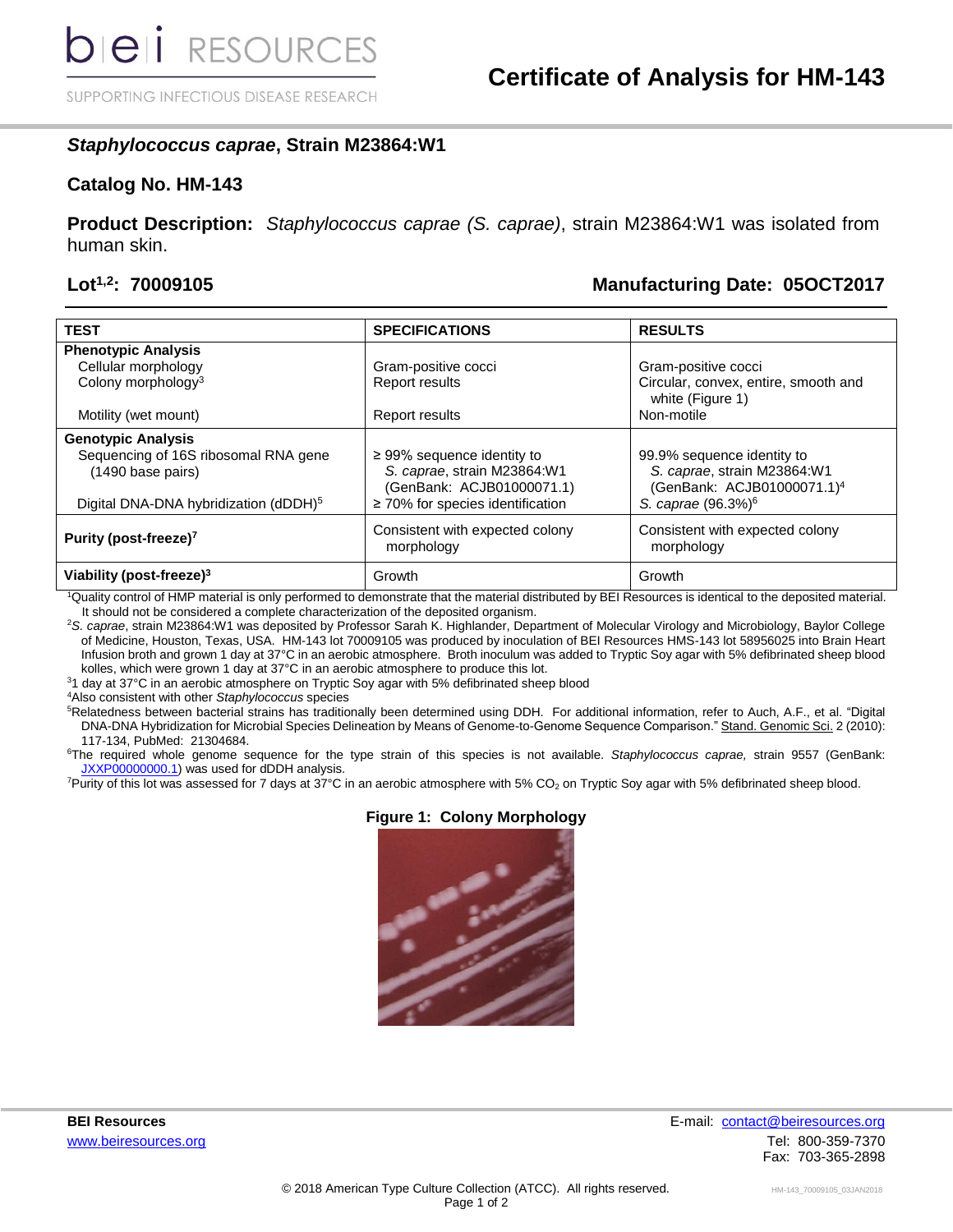# Certificate of Analysis for HM-143

## *Staphylococcus caprae*, Strain M23864:W1

### Catalog No. HM-143

**Product Description:** *Staphylococcus caprae (S. caprae)*, strain M23864:W1 was isolated from human skin.

**Lot[1,2]: 70009105** **Manufacturing Date: 05OCT2017**

| TEST | SPECIFICATIONS | RESULTS |
|---|---|---|
| **Phenotypic Analysis** | | |
| Cellular morphology | Gram-positive cocci | Gram-positive cocci |
| Colony morphology[3] | Report results | Circular, convex, entire, smooth and white (Figure 1) |
| Motility (wet mount) | Report results | Non-motile |
| **Genotypic Analysis** | | |
| Sequencing of 16S ribosomal RNA gene (1490 base pairs) | ≥ 99% sequence identity to *S. caprae*, strain M23864:W1 (GenBank: ACJB01000071.1) | 99.9% sequence identity to *S. caprae*, strain M23864:W1 (GenBank: ACJB01000071.1)[4] |
| Digital DNA-DNA hybridization (dDDH)[5] | ≥ 70% for species identification | *S. caprae* (96.3%)[6] |
| **Purity (post-freeze)[7]** | Consistent with expected colony morphology | Consistent with expected colony morphology |
| **Viability (post-freeze)[3]** | Growth | Growth |

[1]Quality control of HMP material is only performed to demonstrate that the material distributed by BEI Resources is identical to the deposited material. It should not be considered a complete characterization of the deposited organism.

[2]*S. caprae*, strain M23864:W1 was deposited by Professor Sarah K. Highlander, Department of Molecular Virology and Microbiology, Baylor College of Medicine, Houston, Texas, USA. HM-143 lot 70009105 was produced by inoculation of BEI Resources HMS-143 lot 58956025 into Brain Heart Infusion broth and grown 1 day at 37°C in an aerobic atmosphere. Broth inoculum was added to Tryptic Soy agar with 5% defibrinated sheep blood kolles, which were grown 1 day at 37°C in an aerobic atmosphere to produce this lot.

[3]1 day at 37°C in an aerobic atmosphere on Tryptic Soy agar with 5% defibrinated sheep blood

[4]Also consistent with other *Staphylococcus* species

[5]Relatedness between bacterial strains has traditionally been determined using DDH. For additional information, refer to Auch, A.F., et al. "Digital DNA-DNA Hybridization for Microbial Species Delineation by Means of Genome-to-Genome Sequence Comparison." Stand. Genomic Sci. 2 (2010): 117-134, PubMed: 21304684.

[6]The required whole genome sequence for the type strain of this species is not available. *Staphylococcus caprae,* strain 9557 (GenBank: JXXP00000000.1) was used for dDDH analysis.

[7]Purity of this lot was assessed for 7 days at 37°C in an aerobic atmosphere with 5% $CO_2$ on Tryptic Soy agar with 5% defibrinated sheep blood.

**Figure 1: Colony Morphology**

**BEI Resources**
www.beiresources.org

E-mail: contact@beiresources.org
Tel: 800-359-7370
Fax: 703-365-2898

© 2018 American Type Culture Collection (ATCC). All rights reserved.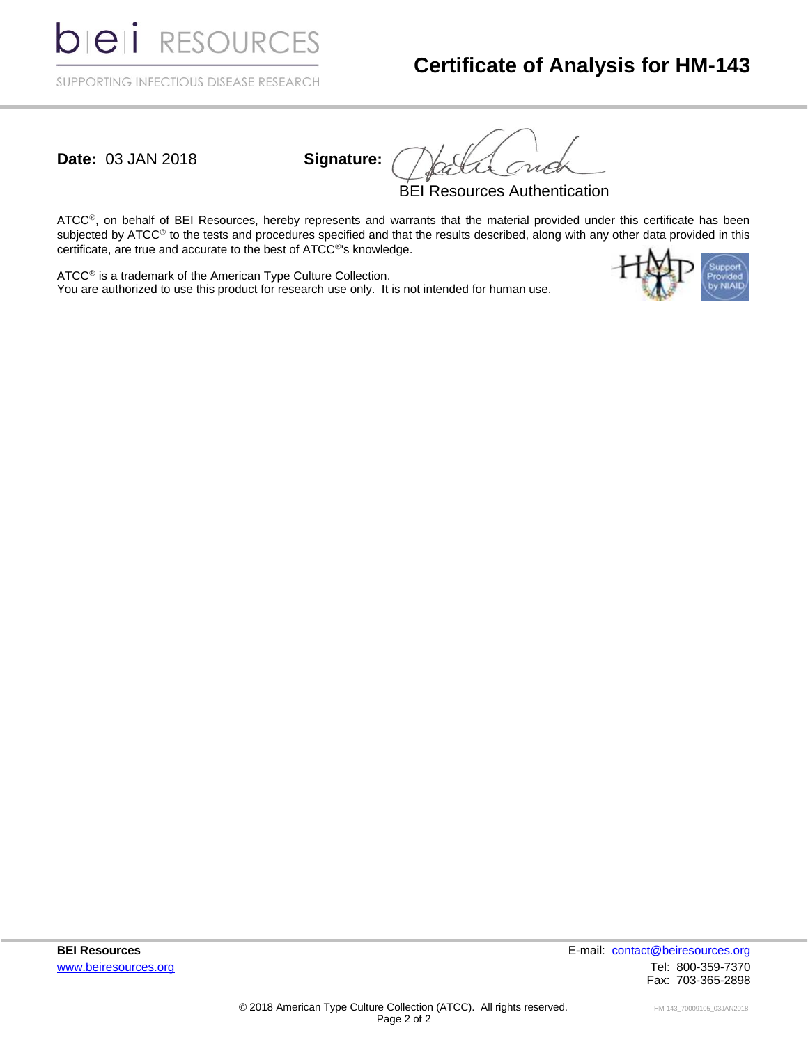**Date:** 03 JAN 2018 **Signature:**

BEI Resources Authentication

ATCC®, on behalf of BEI Resources, hereby represents and warrants that the material provided under this certificate has been subjected by ATCC® to the tests and procedures specified and that the results described, along with any other data provided in this certificate, are true and accurate to the best of ATCC®'s knowledge.

ATCC® is a trademark of the American Type Culture Collection.
You are authorized to use this product for research use only. It is not intended for human use.

**BEI Resources**
www.beiresources.org

E-mail: contact@beiresources.org
Tel: 800-359-7370
Fax: 703-365-2898

© 2018 American Type Culture Collection (ATCC). All rights reserved.

HM-143_70009105_03JAN2018